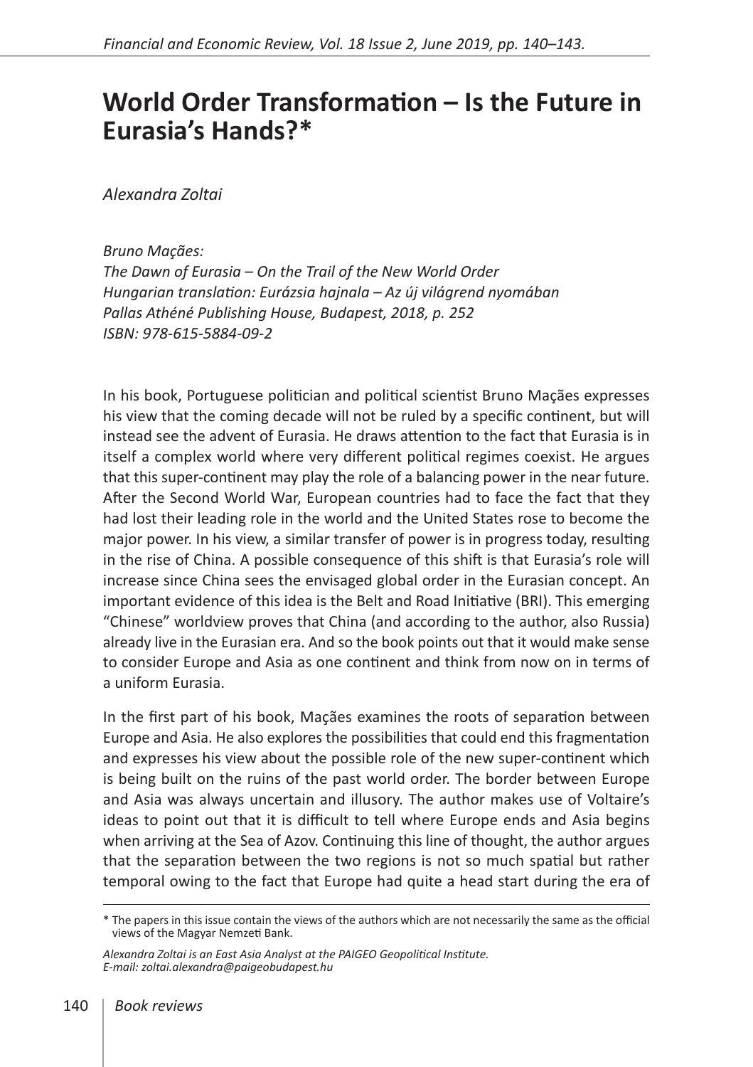# World Order Transformation – Is the Future in Eurasia's Hands?*

*Alexandra Zoltai*

*Bruno Maçães:*
*The Dawn of Eurasia – On the Trail of the New World Order*
*Hungarian translation: Eurázsia hajnala – Az új világrend nyomában*
*Pallas Athéné Publishing House, Budapest, 2018, p. 252*
*ISBN: 978-615-5884-09-2*

In his book, Portuguese politician and political scientist Bruno Maçães expresses his view that the coming decade will not be ruled by a specific continent, but will instead see the advent of Eurasia. He draws attention to the fact that Eurasia is in itself a complex world where very different political regimes coexist. He argues that this super-continent may play the role of a balancing power in the near future. After the Second World War, European countries had to face the fact that they had lost their leading role in the world and the United States rose to become the major power. In his view, a similar transfer of power is in progress today, resulting in the rise of China. A possible consequence of this shift is that Eurasia's role will increase since China sees the envisaged global order in the Eurasian concept. An important evidence of this idea is the Belt and Road Initiative (BRI). This emerging "Chinese" worldview proves that China (and according to the author, also Russia) already live in the Eurasian era. And so the book points out that it would make sense to consider Europe and Asia as one continent and think from now on in terms of a uniform Eurasia.

In the first part of his book, Maçães examines the roots of separation between Europe and Asia. He also explores the possibilities that could end this fragmentation and expresses his view about the possible role of the new super-continent which is being built on the ruins of the past world order. The border between Europe and Asia was always uncertain and illusory. The author makes use of Voltaire's ideas to point out that it is difficult to tell where Europe ends and Asia begins when arriving at the Sea of Azov. Continuing this line of thought, the author argues that the separation between the two regions is not so much spatial but rather temporal owing to the fact that Europe had quite a head start during the era of

---

\* The papers in this issue contain the views of the authors which are not necessarily the same as the official views of the Magyar Nemzeti Bank.

*Alexandra Zoltai is an East Asia Analyst at the PAIGEO Geopolitical Institute.*
*E-mail: zoltai.alexandra@paigeobudapest.hu*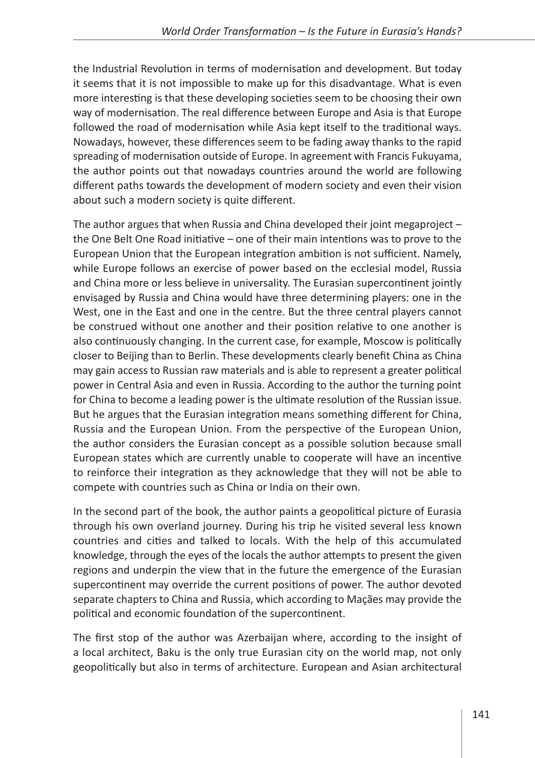the Industrial Revolution in terms of modernisation and development. But today it seems that it is not impossible to make up for this disadvantage. What is even more interesting is that these developing societies seem to be choosing their own way of modernisation. The real difference between Europe and Asia is that Europe followed the road of modernisation while Asia kept itself to the traditional ways. Nowadays, however, these differences seem to be fading away thanks to the rapid spreading of modernisation outside of Europe. In agreement with Francis Fukuyama, the author points out that nowadays countries around the world are following different paths towards the development of modern society and even their vision about such a modern society is quite different.

The author argues that when Russia and China developed their joint megaproject – the One Belt One Road initiative – one of their main intentions was to prove to the European Union that the European integration ambition is not sufficient. Namely, while Europe follows an exercise of power based on the ecclesial model, Russia and China more or less believe in universality. The Eurasian supercontinent jointly envisaged by Russia and China would have three determining players: one in the West, one in the East and one in the centre. But the three central players cannot be construed without one another and their position relative to one another is also continuously changing. In the current case, for example, Moscow is politically closer to Beijing than to Berlin. These developments clearly benefit China as China may gain access to Russian raw materials and is able to represent a greater political power in Central Asia and even in Russia. According to the author the turning point for China to become a leading power is the ultimate resolution of the Russian issue. But he argues that the Eurasian integration means something different for China, Russia and the European Union. From the perspective of the European Union, the author considers the Eurasian concept as a possible solution because small European states which are currently unable to cooperate will have an incentive to reinforce their integration as they acknowledge that they will not be able to compete with countries such as China or India on their own.

In the second part of the book, the author paints a geopolitical picture of Eurasia through his own overland journey. During his trip he visited several less known countries and cities and talked to locals. With the help of this accumulated knowledge, through the eyes of the locals the author attempts to present the given regions and underpin the view that in the future the emergence of the Eurasian supercontinent may override the current positions of power. The author devoted separate chapters to China and Russia, which according to Maçães may provide the political and economic foundation of the supercontinent.

The first stop of the author was Azerbaijan where, according to the insight of a local architect, Baku is the only true Eurasian city on the world map, not only geopolitically but also in terms of architecture. European and Asian architectural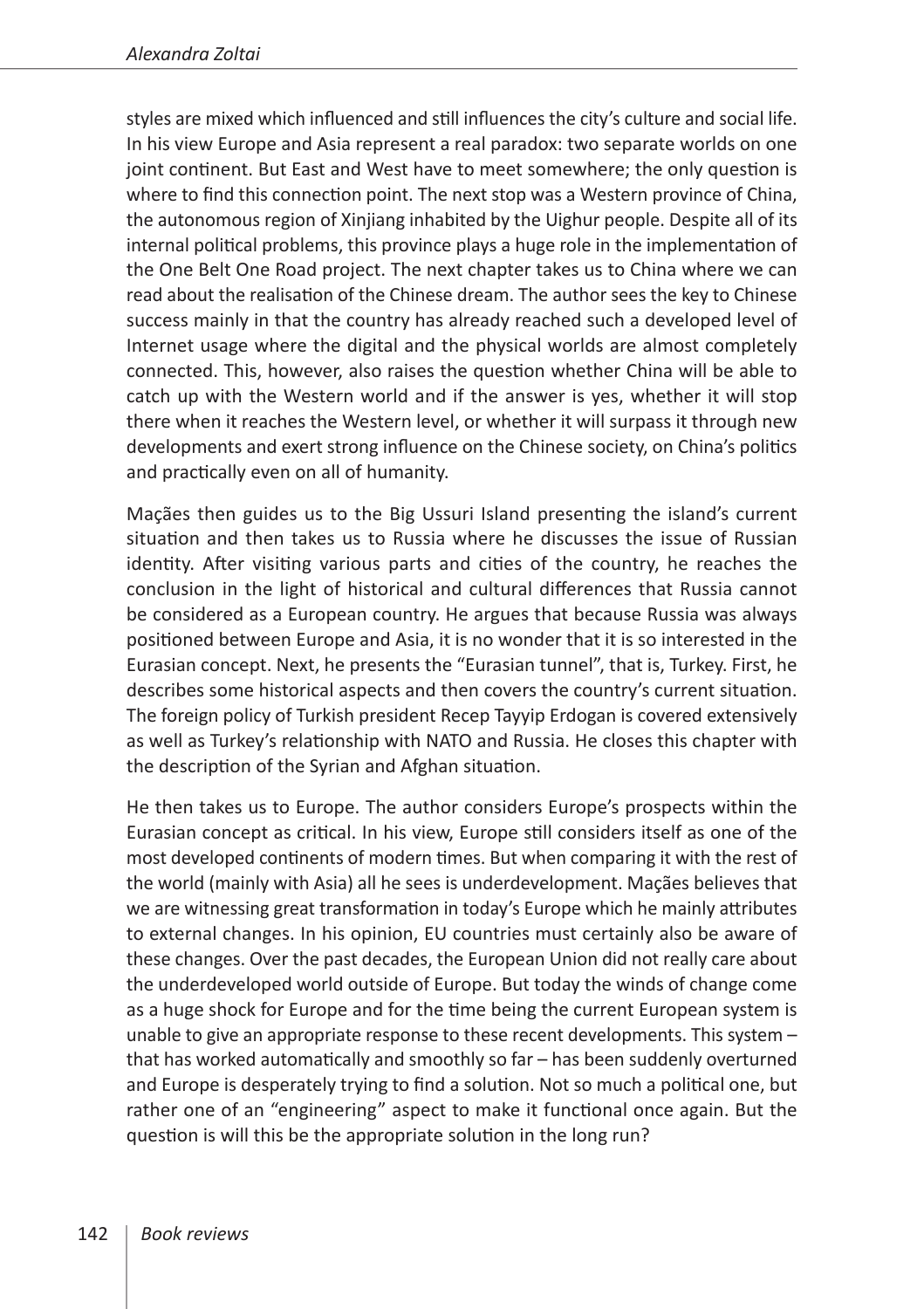styles are mixed which influenced and still influences the city's culture and social life. In his view Europe and Asia represent a real paradox: two separate worlds on one joint continent. But East and West have to meet somewhere; the only question is where to find this connection point. The next stop was a Western province of China, the autonomous region of Xinjiang inhabited by the Uighur people. Despite all of its internal political problems, this province plays a huge role in the implementation of the One Belt One Road project. The next chapter takes us to China where we can read about the realisation of the Chinese dream. The author sees the key to Chinese success mainly in that the country has already reached such a developed level of Internet usage where the digital and the physical worlds are almost completely connected. This, however, also raises the question whether China will be able to catch up with the Western world and if the answer is yes, whether it will stop there when it reaches the Western level, or whether it will surpass it through new developments and exert strong influence on the Chinese society, on China's politics and practically even on all of humanity.

Maçães then guides us to the Big Ussuri Island presenting the island's current situation and then takes us to Russia where he discusses the issue of Russian identity. After visiting various parts and cities of the country, he reaches the conclusion in the light of historical and cultural differences that Russia cannot be considered as a European country. He argues that because Russia was always positioned between Europe and Asia, it is no wonder that it is so interested in the Eurasian concept. Next, he presents the "Eurasian tunnel", that is, Turkey. First, he describes some historical aspects and then covers the country's current situation. The foreign policy of Turkish president Recep Tayyip Erdogan is covered extensively as well as Turkey's relationship with NATO and Russia. He closes this chapter with the description of the Syrian and Afghan situation.

He then takes us to Europe. The author considers Europe's prospects within the Eurasian concept as critical. In his view, Europe still considers itself as one of the most developed continents of modern times. But when comparing it with the rest of the world (mainly with Asia) all he sees is underdevelopment. Maçães believes that we are witnessing great transformation in today's Europe which he mainly attributes to external changes. In his opinion, EU countries must certainly also be aware of these changes. Over the past decades, the European Union did not really care about the underdeveloped world outside of Europe. But today the winds of change come as a huge shock for Europe and for the time being the current European system is unable to give an appropriate response to these recent developments. This system – that has worked automatically and smoothly so far – has been suddenly overturned and Europe is desperately trying to find a solution. Not so much a political one, but rather one of an "engineering" aspect to make it functional once again. But the question is will this be the appropriate solution in the long run?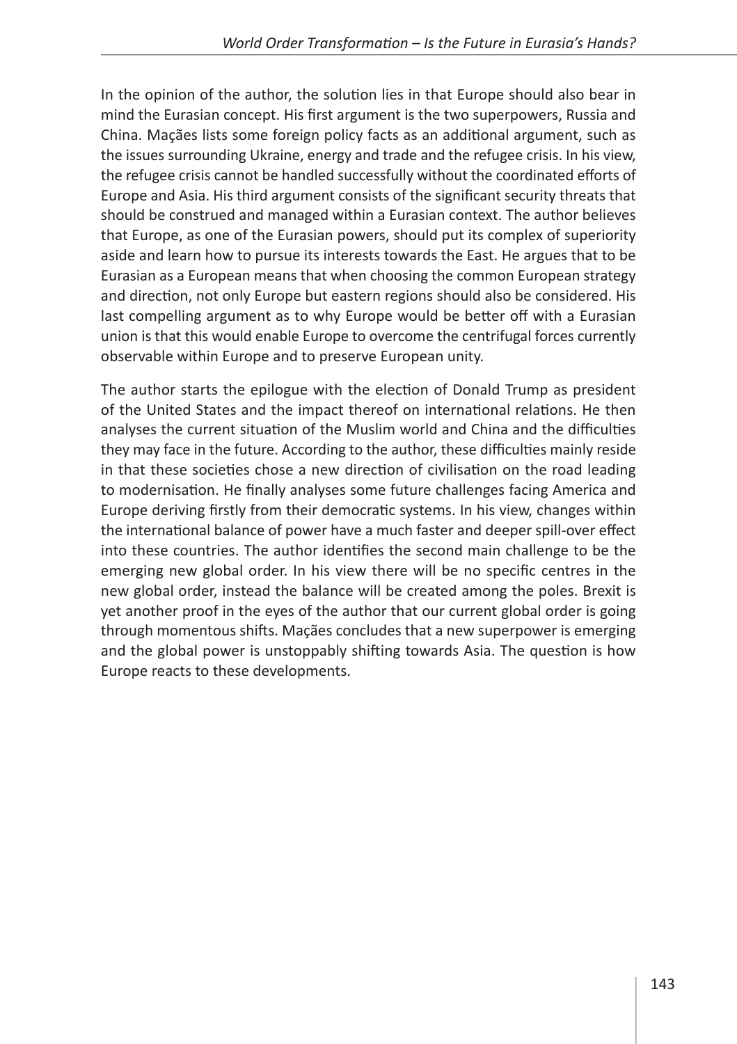In the opinion of the author, the solution lies in that Europe should also bear in mind the Eurasian concept. His first argument is the two superpowers, Russia and China. Maçães lists some foreign policy facts as an additional argument, such as the issues surrounding Ukraine, energy and trade and the refugee crisis. In his view, the refugee crisis cannot be handled successfully without the coordinated efforts of Europe and Asia. His third argument consists of the significant security threats that should be construed and managed within a Eurasian context. The author believes that Europe, as one of the Eurasian powers, should put its complex of superiority aside and learn how to pursue its interests towards the East. He argues that to be Eurasian as a European means that when choosing the common European strategy and direction, not only Europe but eastern regions should also be considered. His last compelling argument as to why Europe would be better off with a Eurasian union is that this would enable Europe to overcome the centrifugal forces currently observable within Europe and to preserve European unity.

The author starts the epilogue with the election of Donald Trump as president of the United States and the impact thereof on international relations. He then analyses the current situation of the Muslim world and China and the difficulties they may face in the future. According to the author, these difficulties mainly reside in that these societies chose a new direction of civilisation on the road leading to modernisation. He finally analyses some future challenges facing America and Europe deriving firstly from their democratic systems. In his view, changes within the international balance of power have a much faster and deeper spill-over effect into these countries. The author identifies the second main challenge to be the emerging new global order. In his view there will be no specific centres in the new global order, instead the balance will be created among the poles. Brexit is yet another proof in the eyes of the author that our current global order is going through momentous shifts. Maçães concludes that a new superpower is emerging and the global power is unstoppably shifting towards Asia. The question is how Europe reacts to these developments.